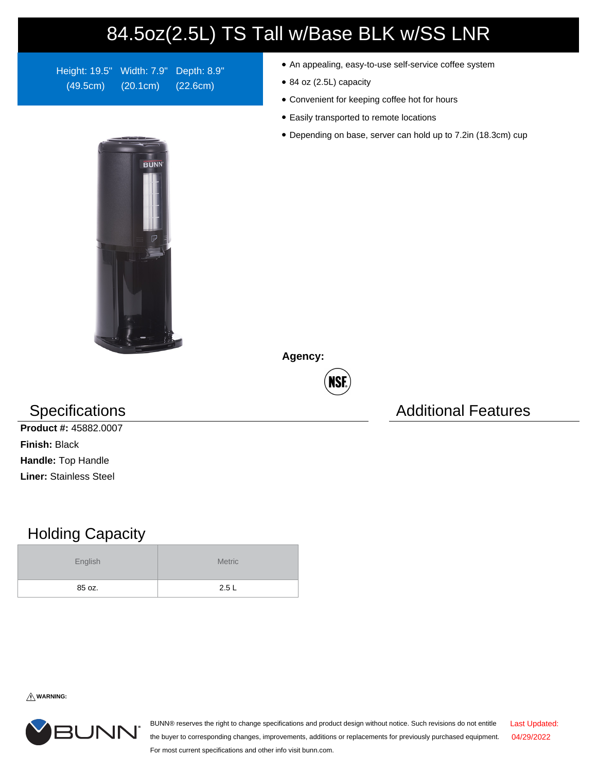# 84.5oz(2.5L) TS Tall w/Base BLK w/SS LNR

Height: 19.5" (49.5cm) Width: 7.9" (20.1cm) Depth: 8.9" (22.6cm)

- An appealing, easy-to-use self-service coffee system
- 84 oz (2.5L) capacity
- Convenient for keeping coffee hot for hours
- Easily transported to remote locations
- Depending on base, server can hold up to 7.2in (18.3cm) cup

**Agency:**

NSF

## Specifications

**Product #:** 45882.0007

**Finish:** Black

**Handle:** Top Handle

**Liner:** Stainless Steel

## Additional Features

## Holding Capacity

| English | Metric |
| --- | --- |
| 85 oz. | 2.5 L |

⚠ **WARNING:**

BUNN® reserves the right to change specifications and product design without notice. Such revisions do not entitle the buyer to corresponding changes, improvements, additions or replacements for previously purchased equipment. For most current specifications and other info visit bunn.com.

Last Updated: 04/29/2022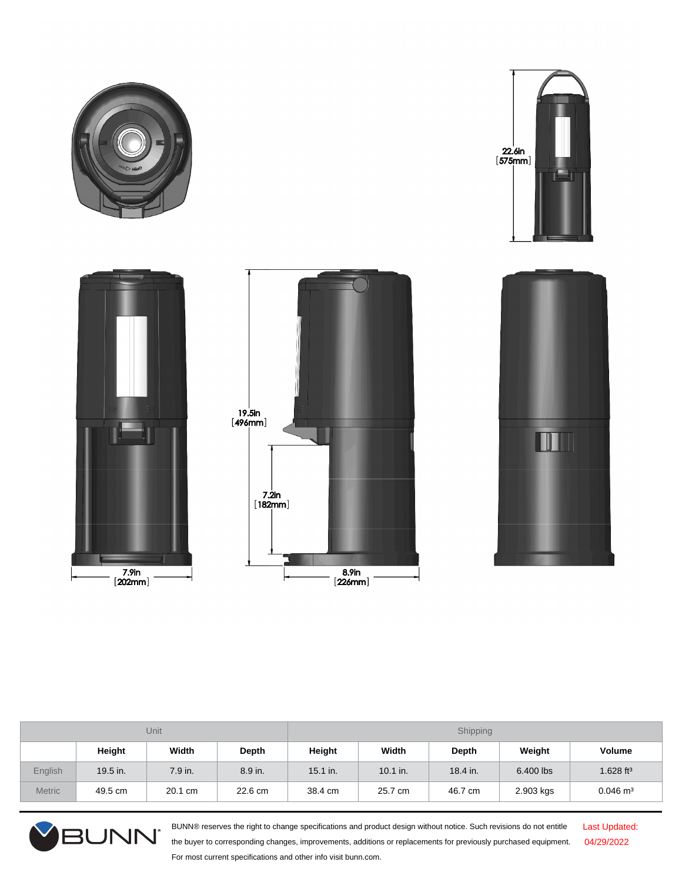22.6in
[575mm]

19.5in
[496mm]

7.2in
[182mm]

7.9in
[202mm]

8.9in
[226mm]

| Unit | | | | Shipping | | | | |
|---|---|---|---|---|---|---|---|---|
| | Height | Width | Depth | Height | Width | Depth | Weight | Volume |
| English | 19.5 in. | 7.9 in. | 8.9 in. | 15.1 in. | 10.1 in. | 18.4 in. | 6.400 lbs | 1.628 $ft^3$ |
| Metric | 49.5 cm | 20.1 cm | 22.6 cm | 38.4 cm | 25.7 cm | 46.7 cm | 2.903 kgs | 0.046 $m^3$ |

BUNN® reserves the right to change specifications and product design without notice. Such revisions do not entitle the buyer to corresponding changes, improvements, additions or replacements for previously purchased equipment. For most current specifications and other info visit bunn.com.

Last Updated: 04/29/2022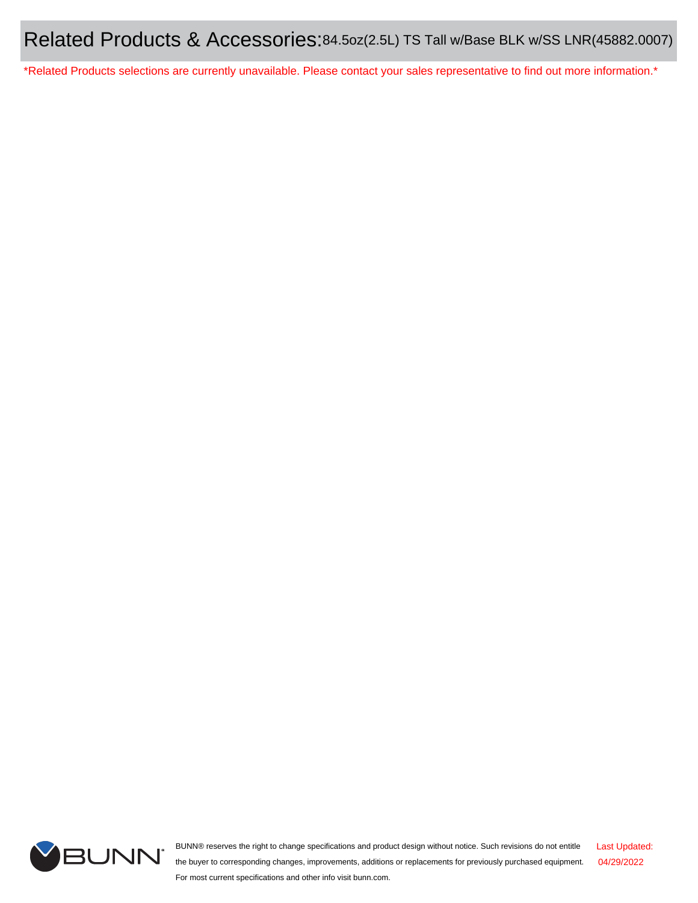# Related Products & Accessories: 84.5oz(2.5L) TS Tall w/Base BLK w/SS LNR(45882.0007)

*Related Products selections are currently unavailable. Please contact your sales representative to find out more information.*

BUNN® reserves the right to change specifications and product design without notice. Such revisions do not entitle the buyer to corresponding changes, improvements, additions or replacements for previously purchased equipment. For most current specifications and other info visit bunn.com.

Last Updated: 04/29/2022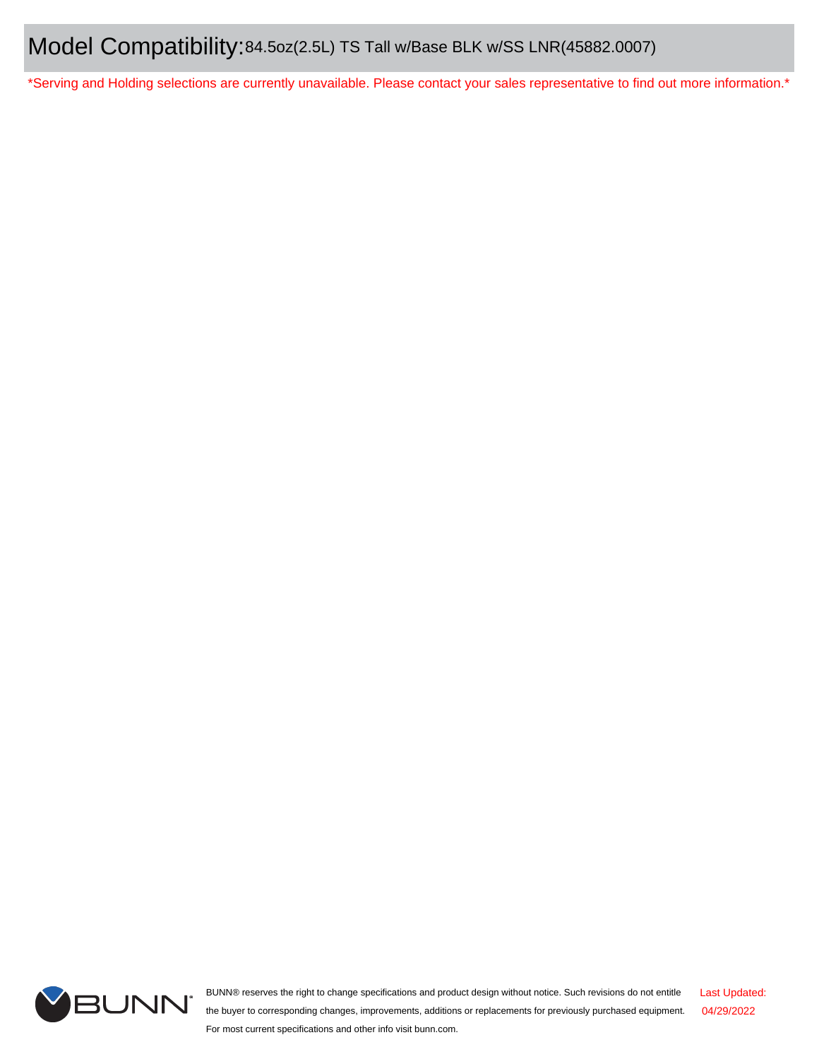# Model Compatibility: 84.5oz(2.5L) TS Tall w/Base BLK w/SS LNR(45882.0007)

*Serving and Holding selections are currently unavailable. Please contact your sales representative to find out more information.*

BUNN® reserves the right to change specifications and product design without notice. Such revisions do not entitle the buyer to corresponding changes, improvements, additions or replacements for previously purchased equipment. For most current specifications and other info visit bunn.com.

Last Updated: 04/29/2022